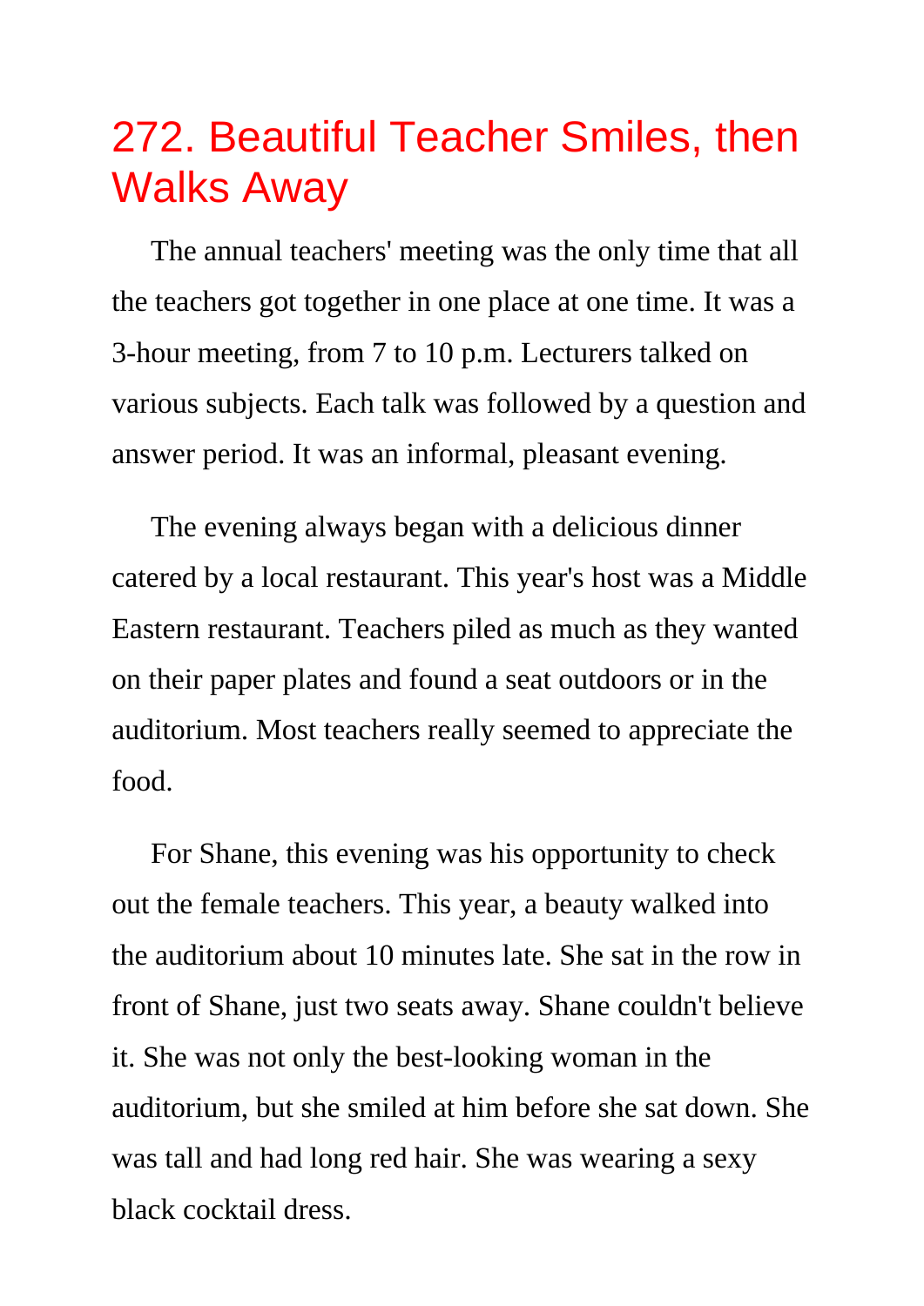# 272. Beautiful Teacher Smiles, then Walks Away

The annual teachers' meeting was the only time that all the teachers got together in one place at one time. It was a 3-hour meeting, from 7 to 10 p.m. Lecturers talked on various subjects. Each talk was followed by a question and answer period. It was an informal, pleasant evening.

The evening always began with a delicious dinner catered by a local restaurant. This year's host was a Middle Eastern restaurant. Teachers piled as much as they wanted on their paper plates and found a seat outdoors or in the auditorium. Most teachers really seemed to appreciate the food.

For Shane, this evening was his opportunity to check out the female teachers. This year, a beauty walked into the auditorium about 10 minutes late. She sat in the row in front of Shane, just two seats away. Shane couldn't believe it. She was not only the best-looking woman in the auditorium, but she smiled at him before she sat down. She was tall and had long red hair. She was wearing a sexy black cocktail dress.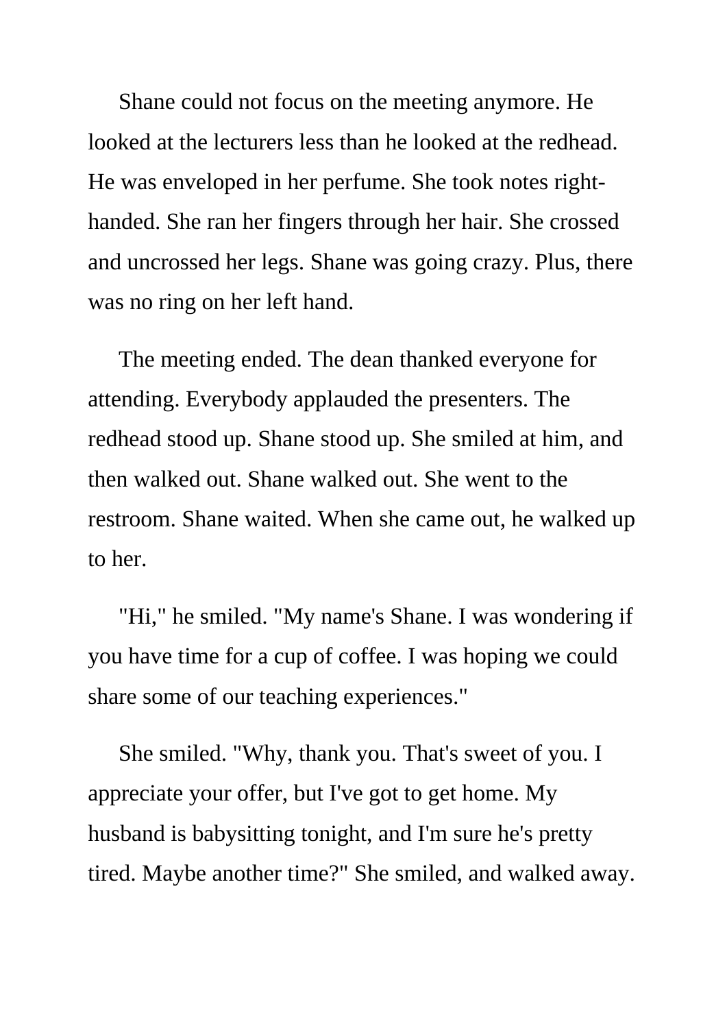Shane could not focus on the meeting anymore. He looked at the lecturers less than he looked at the redhead. He was enveloped in her perfume. She took notes right-handed. She ran her fingers through her hair. She crossed and uncrossed her legs. Shane was going crazy. Plus, there was no ring on her left hand.

The meeting ended. The dean thanked everyone for attending. Everybody applauded the presenters. The redhead stood up. Shane stood up. She smiled at him, and then walked out. Shane walked out. She went to the restroom. Shane waited. When she came out, he walked up to her.

"Hi," he smiled. "My name's Shane. I was wondering if you have time for a cup of coffee. I was hoping we could share some of our teaching experiences."

She smiled. "Why, thank you. That's sweet of you. I appreciate your offer, but I've got to get home. My husband is babysitting tonight, and I'm sure he's pretty tired. Maybe another time?" She smiled, and walked away.